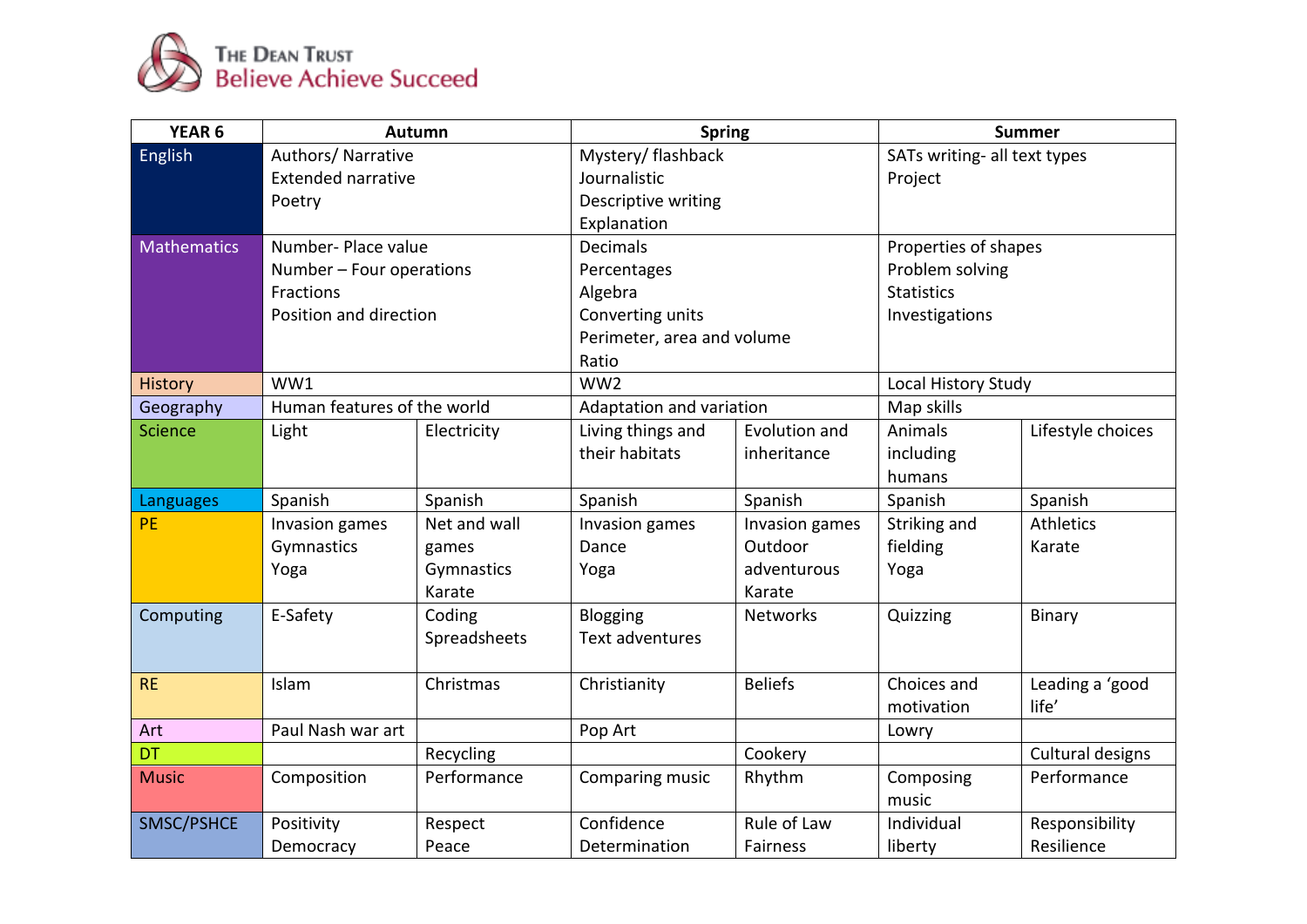**The Dean Trust**
**Believe Achieve Succeed**

| YEAR 6 | Autumn | | Spring | | Summer | |
|---|---|---|---|---|---|---|
| English | Authors/ Narrative<br>Extended narrative<br>Poetry | | Mystery/ flashback<br>Journalistic<br>Descriptive writing<br>Explanation | | SATs writing- all text types<br>Project | |
| Mathematics | Number- Place value<br>Number – Four operations<br>Fractions<br>Position and direction | | Decimals<br>Percentages<br>Algebra<br>Converting units<br>Perimeter, area and volume<br>Ratio | | Properties of shapes<br>Problem solving<br>Statistics<br>Investigations | |
| History | WW1 | | WW2 | | Local History Study | |
| Geography | Human features of the world | | Adaptation and variation | | Map skills | |
| Science | Light | Electricity | Living things and their habitats | Evolution and inheritance | Animals including humans | Lifestyle choices |
| Languages | Spanish | Spanish | Spanish | Spanish | Spanish | Spanish |
| PE | Invasion games<br>Gymnastics<br>Yoga | Net and wall games<br>Gymnastics<br>Karate | Invasion games<br>Dance<br>Yoga | Invasion games<br>Outdoor adventurous<br>Karate | Striking and fielding<br>Yoga | Athletics<br>Karate |
| Computing | E-Safety | Coding<br>Spreadsheets | Blogging<br>Text adventures | Networks | Quizzing | Binary |
| RE | Islam | Christmas | Christianity | Beliefs | Choices and motivation | Leading a 'good life' |
| Art | Paul Nash war art | | Pop Art | | Lowry | |
| DT | | Recycling | | Cookery | | Cultural designs |
| Music | Composition | Performance | Comparing music | Rhythm | Composing music | Performance |
| SMSC/PSHCE | Positivity<br>Democracy | Respect<br>Peace | Confidence<br>Determination | Rule of Law<br>Fairness | Individual liberty | Responsibility<br>Resilience |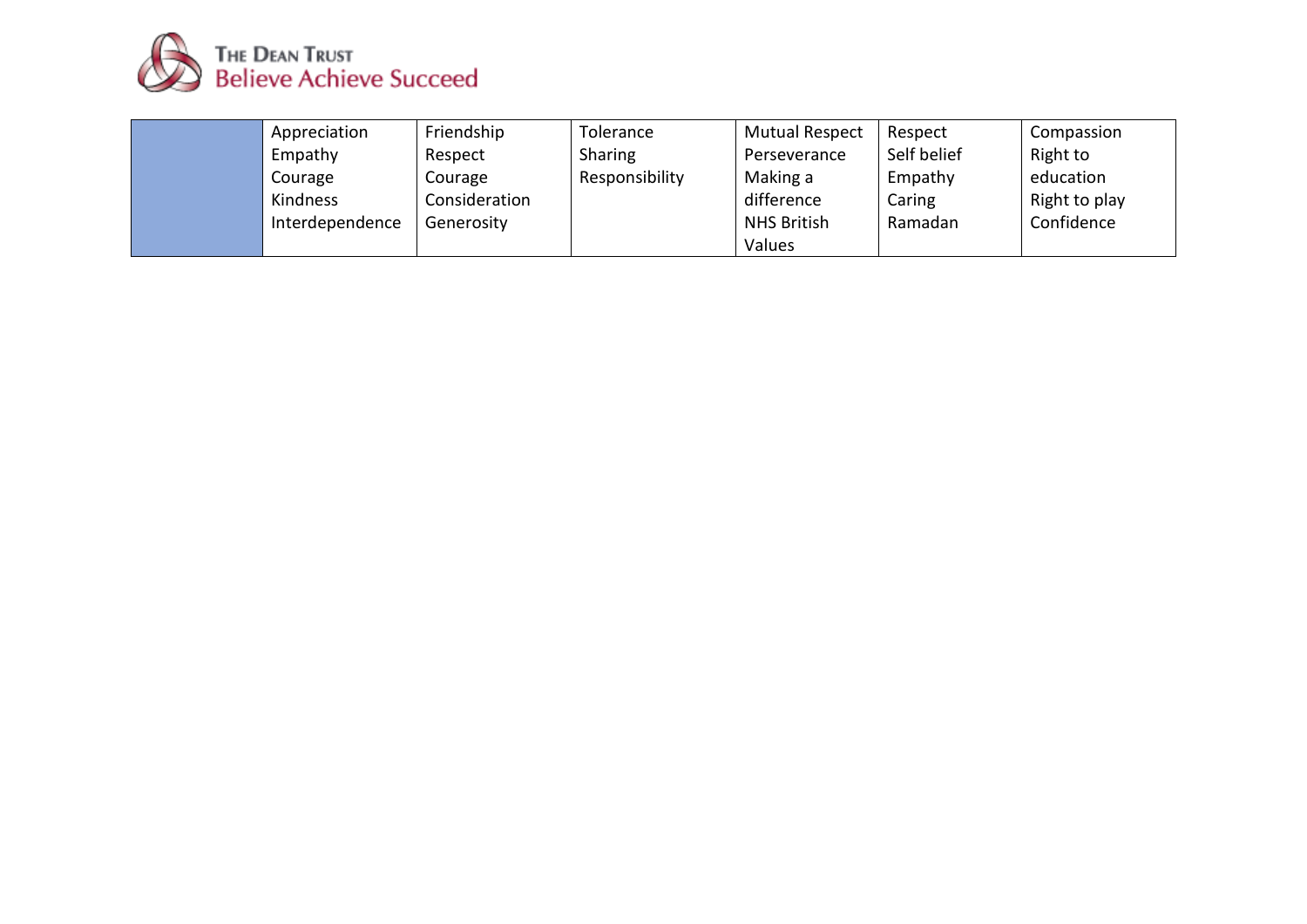| | | | | | | |
|---|---|---|---|---|---|---|
| | Appreciation<br>Empathy<br>Courage<br>Kindness<br>Interdependence | Friendship<br>Respect<br>Courage<br>Consideration<br>Generosity | Tolerance<br>Sharing<br>Responsibility | Mutual Respect<br>Perseverance<br>Making a difference<br>NHS British Values | Respect<br>Self belief<br>Empathy<br>Caring<br>Ramadan | Compassion<br>Right to education<br>Right to play<br>Confidence |